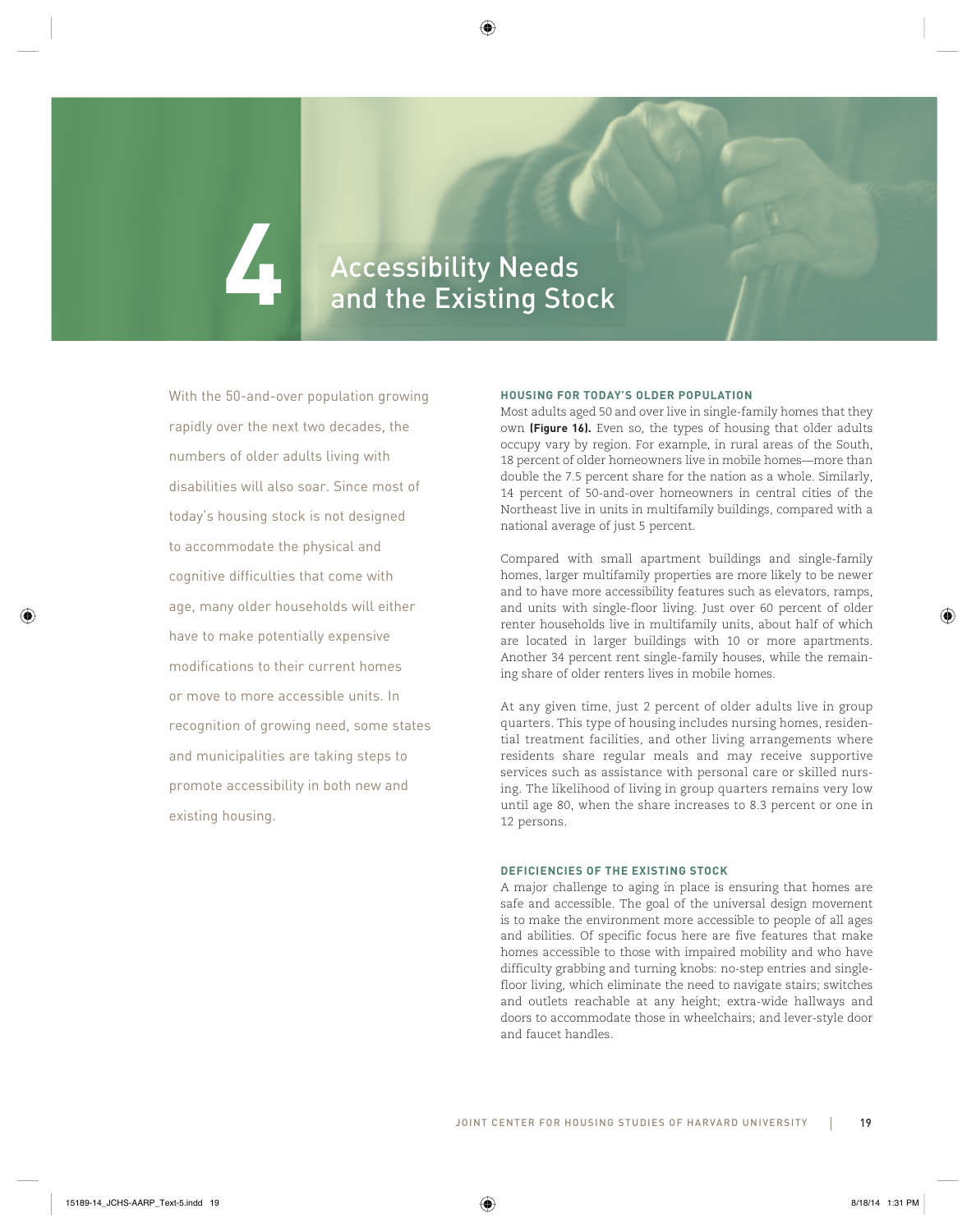# 4 Accessibility Needs and the Existing Stock

With the 50-and-over population growing rapidly over the next two decades, the numbers of older adults living with disabilities will also soar. Since most of today's housing stock is not designed to accommodate the physical and cognitive difficulties that come with age, many older households will either have to make potentially expensive modifications to their current homes or move to more accessible units. In recognition of growing need, some states and municipalities are taking steps to promote accessibility in both new and existing housing.

## HOUSING FOR TODAY'S OLDER POPULATION

Most adults aged 50 and over live in single-family homes that they own **(Figure 16).** Even so, the types of housing that older adults occupy vary by region. For example, in rural areas of the South, 18 percent of older homeowners live in mobile homes—more than double the 7.5 percent share for the nation as a whole. Similarly, 14 percent of 50-and-over homeowners in central cities of the Northeast live in units in multifamily buildings, compared with a national average of just 5 percent.

Compared with small apartment buildings and single-family homes, larger multifamily properties are more likely to be newer and to have more accessibility features such as elevators, ramps, and units with single-floor living. Just over 60 percent of older renter households live in multifamily units, about half of which are located in larger buildings with 10 or more apartments. Another 34 percent rent single-family houses, while the remaining share of older renters lives in mobile homes.

At any given time, just 2 percent of older adults live in group quarters. This type of housing includes nursing homes, residential treatment facilities, and other living arrangements where residents share regular meals and may receive supportive services such as assistance with personal care or skilled nursing. The likelihood of living in group quarters remains very low until age 80, when the share increases to 8.3 percent or one in 12 persons.

## DEFICIENCIES OF THE EXISTING STOCK

A major challenge to aging in place is ensuring that homes are safe and accessible. The goal of the universal design movement is to make the environment more accessible to people of all ages and abilities. Of specific focus here are five features that make homes accessible to those with impaired mobility and who have difficulty grabbing and turning knobs: no-step entries and single-floor living, which eliminate the need to navigate stairs; switches and outlets reachable at any height; extra-wide hallways and doors to accommodate those in wheelchairs; and lever-style door and faucet handles.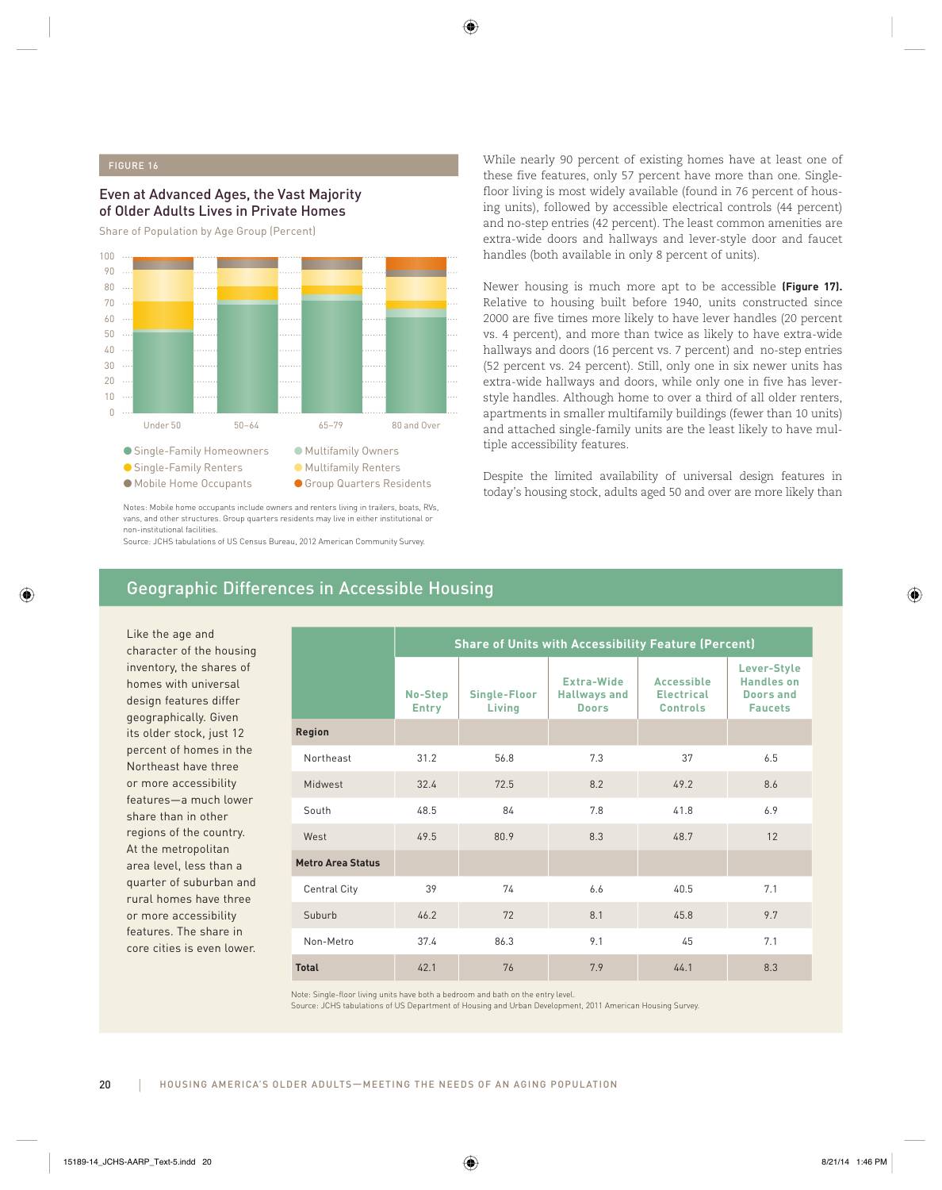FIGURE 16

### Even at Advanced Ages, the Vast Majority of Older Adults Lives in Private Homes

Share of Population by Age Group (Percent)

Single-Family Homeowners, Multifamily Owners, Single-Family Renters, Multifamily Renters, Mobile Home Occupants, Group Quarters Residents

Notes: Mobile home occupants include owners and renters living in trailers, boats, RVs, vans, and other structures. Group quarters residents may live in either institutional or non-institutional facilities.
Source: JCHS tabulations of US Census Bureau, 2012 American Community Survey.

While nearly 90 percent of existing homes have at least one of these five features, only 57 percent have more than one. Single-floor living is most widely available (found in 76 percent of housing units), followed by accessible electrical controls (44 percent) and no-step entries (42 percent). The least common amenities are extra-wide doors and hallways and lever-style door and faucet handles (both available in only 8 percent of units).

Newer housing is much more apt to be accessible **(Figure 17).** Relative to housing built before 1940, units constructed since 2000 are five times more likely to have lever handles (20 percent vs. 4 percent), and more than twice as likely to have extra-wide hallways and doors (16 percent vs. 7 percent) and no-step entries (52 percent vs. 24 percent). Still, only one in six newer units has extra-wide hallways and doors, while only one in five has lever-style handles. Although home to over a third of all older renters, apartments in smaller multifamily buildings (fewer than 10 units) and attached single-family units are the least likely to have multiple accessibility features.

Despite the limited availability of universal design features in today's housing stock, adults aged 50 and over are more likely than

## Geographic Differences in Accessible Housing

Like the age and character of the housing inventory, the shares of homes with universal design features differ geographically. Given its older stock, just 12 percent of homes in the Northeast have three or more accessibility features—a much lower share than in other regions of the country. At the metropolitan area level, less than a quarter of suburban and rural homes have three or more accessibility features. The share in core cities is even lower.

| | Share of Units with Accessibility Feature (Percent) | | | | |
|---|---|---|---|---|---|
| | No-Step Entry | Single-Floor Living | Extra-Wide Hallways and Doors | Accessible Electrical Controls | Lever-Style Handles on Doors and Faucets |
| **Region** | | | | | |
| Northeast | 31.2 | 56.8 | 7.3 | 37 | 6.5 |
| Midwest | 32.4 | 72.5 | 8.2 | 49.2 | 8.6 |
| South | 48.5 | 84 | 7.8 | 41.8 | 6.9 |
| West | 49.5 | 80.9 | 8.3 | 48.7 | 12 |
| **Metro Area Status** | | | | | |
| Central City | 39 | 74 | 6.6 | 40.5 | 7.1 |
| Suburb | 46.2 | 72 | 8.1 | 45.8 | 9.7 |
| Non-Metro | 37.4 | 86.3 | 9.1 | 45 | 7.1 |
| **Total** | 42.1 | 76 | 7.9 | 44.1 | 8.3 |

Note: Single-floor living units have both a bedroom and bath on the entry level.
Source: JCHS tabulations of US Department of Housing and Urban Development, 2011 American Housing Survey.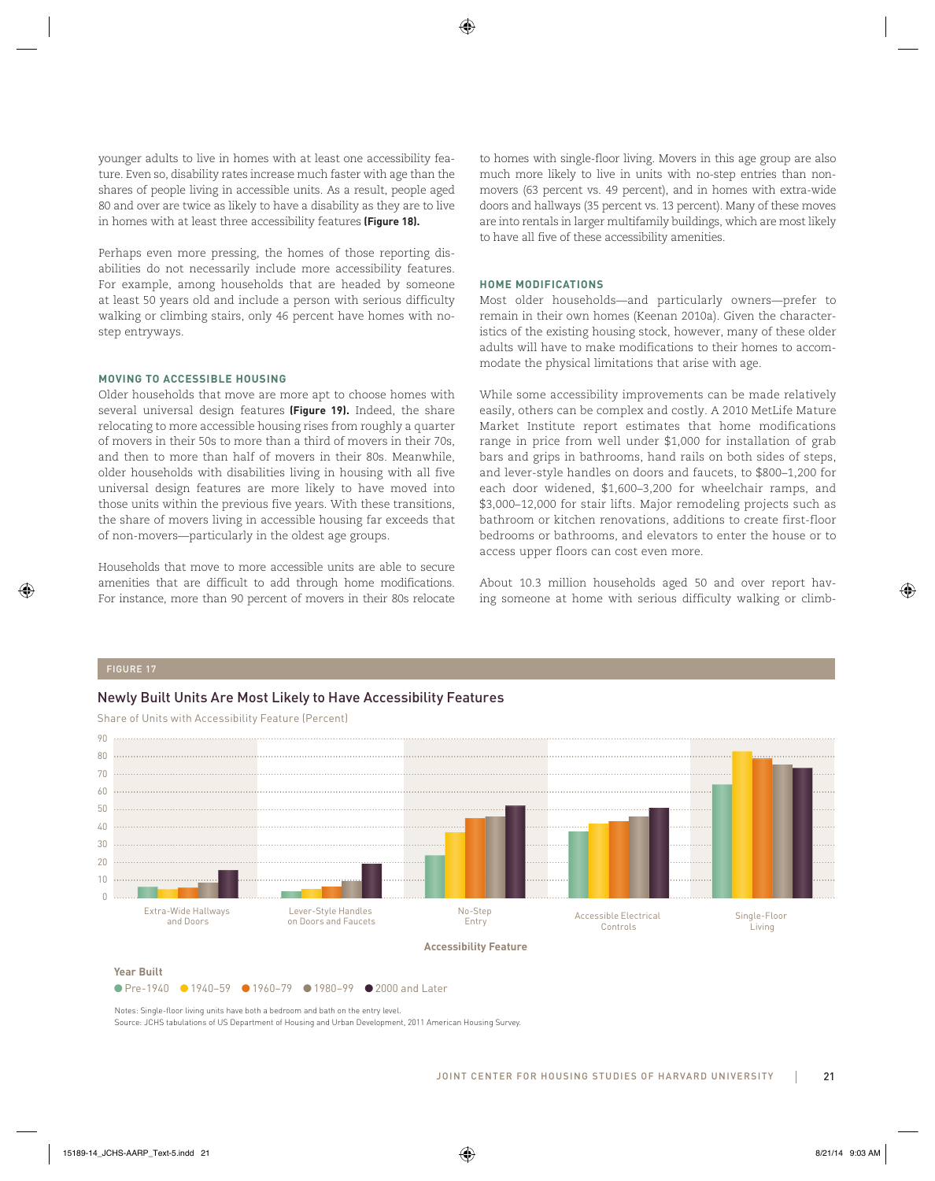younger adults to live in homes with at least one accessibility feature. Even so, disability rates increase much faster with age than the shares of people living in accessible units. As a result, people aged 80 and over are twice as likely to have a disability as they are to live in homes with at least three accessibility features **(Figure 18).**

Perhaps even more pressing, the homes of those reporting disabilities do not necessarily include more accessibility features. For example, among households that are headed by someone at least 50 years old and include a person with serious difficulty walking or climbing stairs, only 46 percent have homes with no-step entryways.

### MOVING TO ACCESSIBLE HOUSING

Older households that move are more apt to choose homes with several universal design features **(Figure 19).** Indeed, the share relocating to more accessible housing rises from roughly a quarter of movers in their 50s to more than a third of movers in their 70s, and then to more than half of movers in their 80s. Meanwhile, older households with disabilities living in housing with all five universal design features are more likely to have moved into those units within the previous five years. With these transitions, the share of movers living in accessible housing far exceeds that of non-movers—particularly in the oldest age groups.

Households that move to more accessible units are able to secure amenities that are difficult to add through home modifications. For instance, more than 90 percent of movers in their 80s relocate to homes with single-floor living. Movers in this age group are also much more likely to live in units with no-step entries than non-movers (63 percent vs. 49 percent), and in homes with extra-wide doors and hallways (35 percent vs. 13 percent). Many of these moves are into rentals in larger multifamily buildings, which are most likely to have all five of these accessibility amenities.

### HOME MODIFICATIONS

Most older households—and particularly owners—prefer to remain in their own homes (Keenan 2010a). Given the characteristics of the existing housing stock, however, many of these older adults will have to make modifications to their homes to accommodate the physical limitations that arise with age.

While some accessibility improvements can be made relatively easily, others can be complex and costly. A 2010 MetLife Mature Market Institute report estimates that home modifications range in price from well under $1,000 for installation of grab bars and grips in bathrooms, hand rails on both sides of steps, and lever-style handles on doors and faucets, to $800–1,200 for each door widened, $1,600–3,200 for wheelchair ramps, and $3,000–12,000 for stair lifts. Major remodeling projects such as bathroom or kitchen renovations, additions to create first-floor bedrooms or bathrooms, and elevators to enter the house or to access upper floors can cost even more.

About 10.3 million households aged 50 and over report having someone at home with serious difficulty walking or climb-

FIGURE 17

**Newly Built Units Are Most Likely to Have Accessibility Features**

Share of Units with Accessibility Feature (Percent)

| Accessibility Feature | Pre-1940 | 1940–59 | 1960–79 | 1980–99 | 2000 and Later |
|---|---|---|---|---|---|
| Extra-Wide Hallways and Doors | 6 | 5 | 6 | 9 | 16 |
| Lever-Style Handles on Doors and Faucets | 4 | 5 | 6 | 10 | 19 |
| No-Step Entry | 24 | 37 | 45 | 46 | 52 |
| Accessible Electrical Controls | 38 | 42 | 43 | 46 | 51 |
| Single-Floor Living | 64 | 83 | 79 | 76 | 74 |

Notes: Single-floor living units have both a bedroom and bath on the entry level.
Source: JCHS tabulations of US Department of Housing and Urban Development, 2011 American Housing Survey.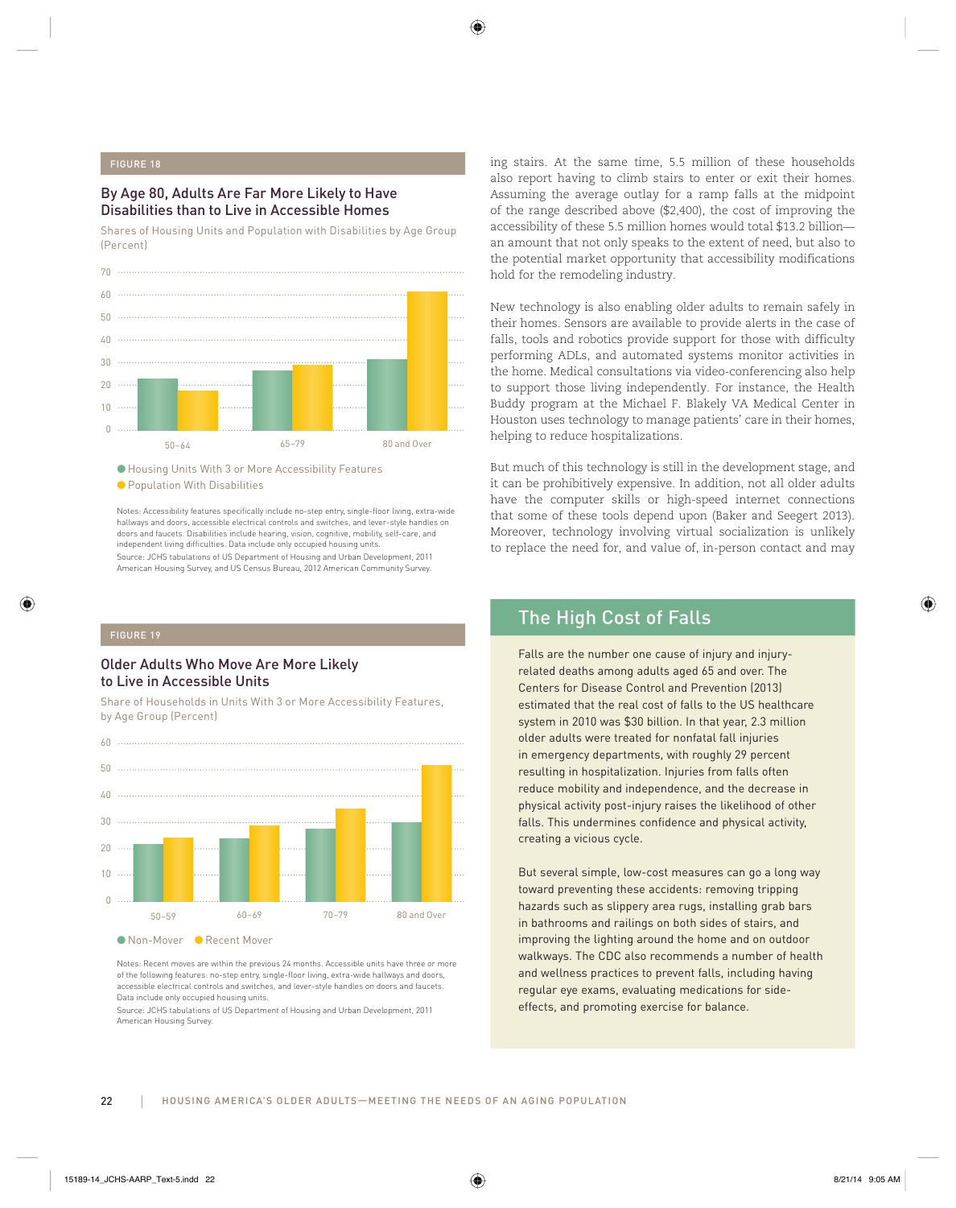FIGURE 18

## By Age 80, Adults Are Far More Likely to Have Disabilities than to Live in Accessible Homes

Shares of Housing Units and Population with Disabilities by Age Group (Percent)

- Housing Units With 3 or More Accessibility Features
- Population With Disabilities

Notes: Accessibility features specifically include no-step entry, single-floor living, extra-wide hallways and doors, accessible electrical controls and switches, and lever-style handles on doors and faucets. Disabilities include hearing, vision, cognitive, mobility, self-care, and independent living difficulties. Data include only occupied housing units.

Source: JCHS tabulations of US Department of Housing and Urban Development, 2011 American Housing Survey, and US Census Bureau, 2012 American Community Survey.

FIGURE 19

## Older Adults Who Move Are More Likely to Live in Accessible Units

Share of Households in Units With 3 or More Accessibility Features, by Age Group (Percent)

- Non-Mover
- Recent Mover

Notes: Recent moves are within the previous 24 months. Accessible units have three or more of the following features: no-step entry, single-floor living, extra-wide hallways and doors, accessible electrical controls and switches, and lever-style handles on doors and faucets. Data include only occupied housing units.

Source: JCHS tabulations of US Department of Housing and Urban Development, 2011 American Housing Survey.

ing stairs. At the same time, 5.5 million of these households also report having to climb stairs to enter or exit their homes. Assuming the average outlay for a ramp falls at the midpoint of the range described above ($2,400), the cost of improving the accessibility of these 5.5 million homes would total $13.2 billion—an amount that not only speaks to the extent of need, but also to the potential market opportunity that accessibility modifications hold for the remodeling industry.

New technology is also enabling older adults to remain safely in their homes. Sensors are available to provide alerts in the case of falls, tools and robotics provide support for those with difficulty performing ADLs, and automated systems monitor activities in the home. Medical consultations via video-conferencing also help to support those living independently. For instance, the Health Buddy program at the Michael F. Blakely VA Medical Center in Houston uses technology to manage patients' care in their homes, helping to reduce hospitalizations.

But much of this technology is still in the development stage, and it can be prohibitively expensive. In addition, not all older adults have the computer skills or high-speed internet connections that some of these tools depend upon (Baker and Seegert 2013). Moreover, technology involving virtual socialization is unlikely to replace the need for, and value of, in-person contact and may

## The High Cost of Falls

Falls are the number one cause of injury and injury-related deaths among adults aged 65 and over. The Centers for Disease Control and Prevention (2013) estimated that the real cost of falls to the US healthcare system in 2010 was $30 billion. In that year, 2.3 million older adults were treated for nonfatal fall injuries in emergency departments, with roughly 29 percent resulting in hospitalization. Injuries from falls often reduce mobility and independence, and the decrease in physical activity post-injury raises the likelihood of other falls. This undermines confidence and physical activity, creating a vicious cycle.

But several simple, low-cost measures can go a long way toward preventing these accidents: removing tripping hazards such as slippery area rugs, installing grab bars in bathrooms and railings on both sides of stairs, and improving the lighting around the home and on outdoor walkways. The CDC also recommends a number of health and wellness practices to prevent falls, including having regular eye exams, evaluating medications for side-effects, and promoting exercise for balance.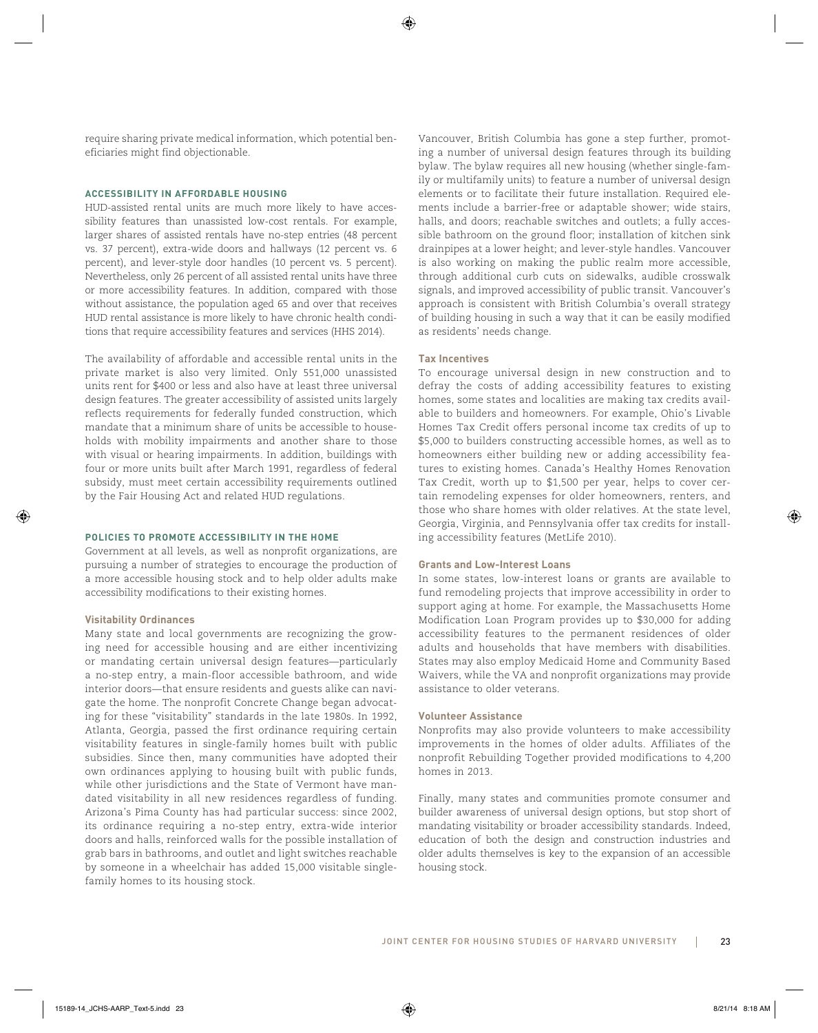require sharing private medical information, which potential beneficiaries might find objectionable.

## ACCESSIBILITY IN AFFORDABLE HOUSING

HUD-assisted rental units are much more likely to have accessibility features than unassisted low-cost rentals. For example, larger shares of assisted rentals have no-step entries (48 percent vs. 37 percent), extra-wide doors and hallways (12 percent vs. 6 percent), and lever-style door handles (10 percent vs. 5 percent). Nevertheless, only 26 percent of all assisted rental units have three or more accessibility features. In addition, compared with those without assistance, the population aged 65 and over that receives HUD rental assistance is more likely to have chronic health conditions that require accessibility features and services (HHS 2014).

The availability of affordable and accessible rental units in the private market is also very limited. Only 551,000 unassisted units rent for $400 or less and also have at least three universal design features. The greater accessibility of assisted units largely reflects requirements for federally funded construction, which mandate that a minimum share of units be accessible to households with mobility impairments and another share to those with visual or hearing impairments. In addition, buildings with four or more units built after March 1991, regardless of federal subsidy, must meet certain accessibility requirements outlined by the Fair Housing Act and related HUD regulations.

## POLICIES TO PROMOTE ACCESSIBILITY IN THE HOME

Government at all levels, as well as nonprofit organizations, are pursuing a number of strategies to encourage the production of a more accessible housing stock and to help older adults make accessibility modifications to their existing homes.

### Visitability Ordinances

Many state and local governments are recognizing the growing need for accessible housing and are either incentivizing or mandating certain universal design features—particularly a no-step entry, a main-floor accessible bathroom, and wide interior doors—that ensure residents and guests alike can navigate the home. The nonprofit Concrete Change began advocating for these "visitability" standards in the late 1980s. In 1992, Atlanta, Georgia, passed the first ordinance requiring certain visitability features in single-family homes built with public subsidies. Since then, many communities have adopted their own ordinances applying to housing built with public funds, while other jurisdictions and the State of Vermont have mandated visitability in all new residences regardless of funding. Arizona's Pima County has had particular success: since 2002, its ordinance requiring a no-step entry, extra-wide interior doors and halls, reinforced walls for the possible installation of grab bars in bathrooms, and outlet and light switches reachable by someone in a wheelchair has added 15,000 visitable single-family homes to its housing stock.

Vancouver, British Columbia has gone a step further, promoting a number of universal design features through its building bylaw. The bylaw requires all new housing (whether single-family or multifamily units) to feature a number of universal design elements or to facilitate their future installation. Required elements include a barrier-free or adaptable shower; wide stairs, halls, and doors; reachable switches and outlets; a fully accessible bathroom on the ground floor; installation of kitchen sink drainpipes at a lower height; and lever-style handles. Vancouver is also working on making the public realm more accessible, through additional curb cuts on sidewalks, audible crosswalk signals, and improved accessibility of public transit. Vancouver's approach is consistent with British Columbia's overall strategy of building housing in such a way that it can be easily modified as residents' needs change.

### Tax Incentives

To encourage universal design in new construction and to defray the costs of adding accessibility features to existing homes, some states and localities are making tax credits available to builders and homeowners. For example, Ohio's Livable Homes Tax Credit offers personal income tax credits of up to $5,000 to builders constructing accessible homes, as well as to homeowners either building new or adding accessibility features to existing homes. Canada's Healthy Homes Renovation Tax Credit, worth up to $1,500 per year, helps to cover certain remodeling expenses for older homeowners, renters, and those who share homes with older relatives. At the state level, Georgia, Virginia, and Pennsylvania offer tax credits for installing accessibility features (MetLife 2010).

### Grants and Low-Interest Loans

In some states, low-interest loans or grants are available to fund remodeling projects that improve accessibility in order to support aging at home. For example, the Massachusetts Home Modification Loan Program provides up to $30,000 for adding accessibility features to the permanent residences of older adults and households that have members with disabilities. States may also employ Medicaid Home and Community Based Waivers, while the VA and nonprofit organizations may provide assistance to older veterans.

### Volunteer Assistance

Nonprofits may also provide volunteers to make accessibility improvements in the homes of older adults. Affiliates of the nonprofit Rebuilding Together provided modifications to 4,200 homes in 2013.

Finally, many states and communities promote consumer and builder awareness of universal design options, but stop short of mandating visitability or broader accessibility standards. Indeed, education of both the design and construction industries and older adults themselves is key to the expansion of an accessible housing stock.